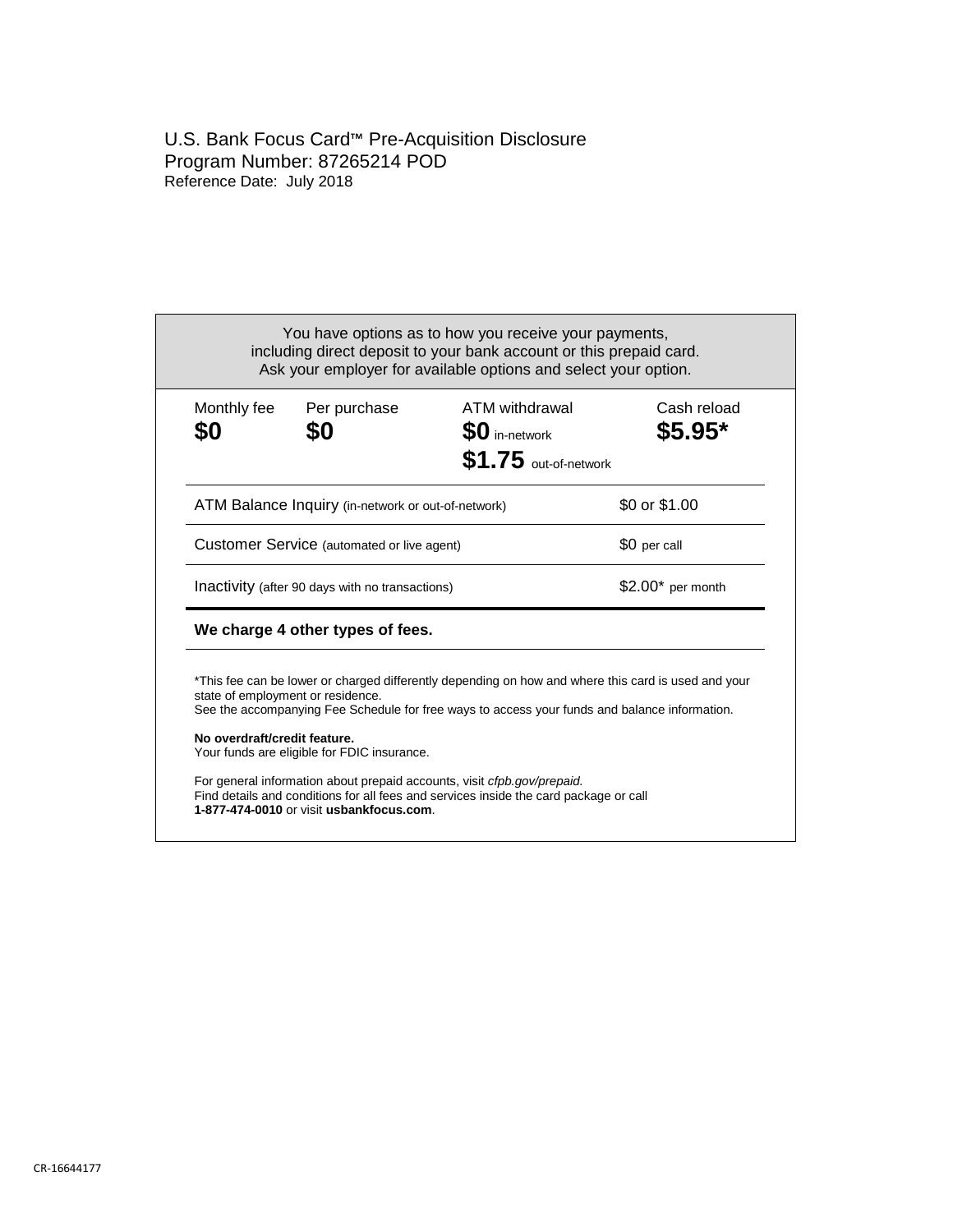# U.S. Bank Focus Card™ Pre-Acquisition Disclosure

Program Number: 87265214 POD

Reference Date: July 2018

You have options as to how you receive your payments, including direct deposit to your bank account or this prepaid card. Ask your employer for available options and select your option.

| Monthly fee | Per purchase | ATM withdrawal | Cash reload |
|---|---|---|---|
| **$0** | **$0** | **$0** in-network<br>**$1.75** out-of-network | **$5.95*** |

| | |
|---|---|
| ATM Balance Inquiry (in-network or out-of-network) | $0 or $1.00 |
| Customer Service (automated or live agent) | $0 per call |
| Inactivity (after 90 days with no transactions) | $2.00* per month |

**We charge 4 other types of fees.**

*This fee can be lower or charged differently depending on how and where this card is used and your state of employment or residence.
See the accompanying Fee Schedule for free ways to access your funds and balance information.

**No overdraft/credit feature.**
Your funds are eligible for FDIC insurance.

For general information about prepaid accounts, visit *cfpb.gov/prepaid.*
Find details and conditions for all fees and services inside the card package or call **1-877-474-0010** or visit **usbankfocus.com**.

CR-16644177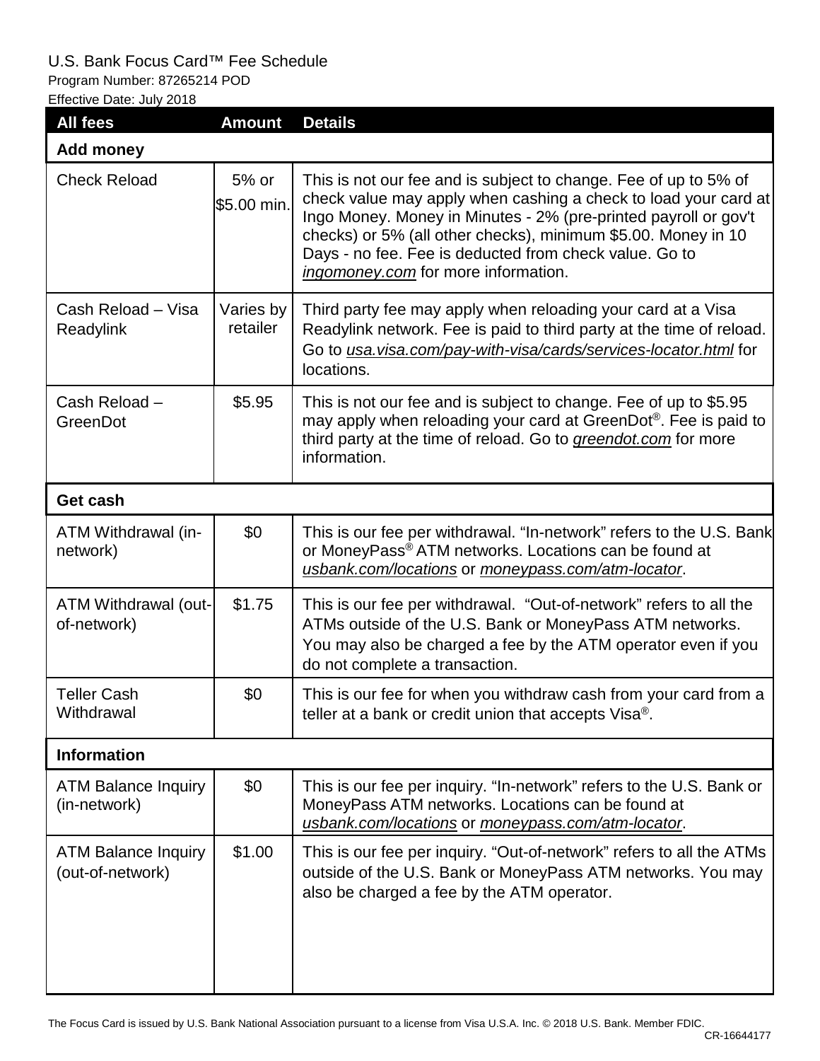U.S. Bank Focus Card™ Fee Schedule

Program Number: 87265214 POD

Effective Date: July 2018

| All fees | Amount | Details |
|---|---|---|
| **Add money** | | |
| Check Reload | 5% or $5.00 min. | This is not our fee and is subject to change. Fee of up to 5% of check value may apply when cashing a check to load your card at Ingo Money. Money in Minutes - 2% (pre-printed payroll or gov't checks) or 5% (all other checks), minimum $5.00. Money in 10 Days - no fee. Fee is deducted from check value. Go to *ingomoney.com* for more information. |
| Cash Reload – Visa Readylink | Varies by retailer | Third party fee may apply when reloading your card at a Visa Readylink network. Fee is paid to third party at the time of reload. Go to *usa.visa.com/pay-with-visa/cards/services-locator.html* for locations. |
| Cash Reload – GreenDot | $5.95 | This is not our fee and is subject to change. Fee of up to $5.95 may apply when reloading your card at GreenDot®. Fee is paid to third party at the time of reload. Go to *greendot.com* for more information. |
| **Get cash** | | |
| ATM Withdrawal (in-network) | $0 | This is our fee per withdrawal. "In-network" refers to the U.S. Bank or MoneyPass® ATM networks. Locations can be found at *usbank.com/locations* or *moneypass.com/atm-locator*. |
| ATM Withdrawal (out-of-network) | $1.75 | This is our fee per withdrawal. "Out-of-network" refers to all the ATMs outside of the U.S. Bank or MoneyPass ATM networks. You may also be charged a fee by the ATM operator even if you do not complete a transaction. |
| Teller Cash Withdrawal | $0 | This is our fee for when you withdraw cash from your card from a teller at a bank or credit union that accepts Visa®. |
| **Information** | | |
| ATM Balance Inquiry (in-network) | $0 | This is our fee per inquiry. "In-network" refers to the U.S. Bank or MoneyPass ATM networks. Locations can be found at *usbank.com/locations* or *moneypass.com/atm-locator*. |
| ATM Balance Inquiry (out-of-network) | $1.00 | This is our fee per inquiry. "Out-of-network" refers to all the ATMs outside of the U.S. Bank or MoneyPass ATM networks. You may also be charged a fee by the ATM operator. |

The Focus Card is issued by U.S. Bank National Association pursuant to a license from Visa U.S.A. Inc. © 2018 U.S. Bank. Member FDIC.

CR-16644177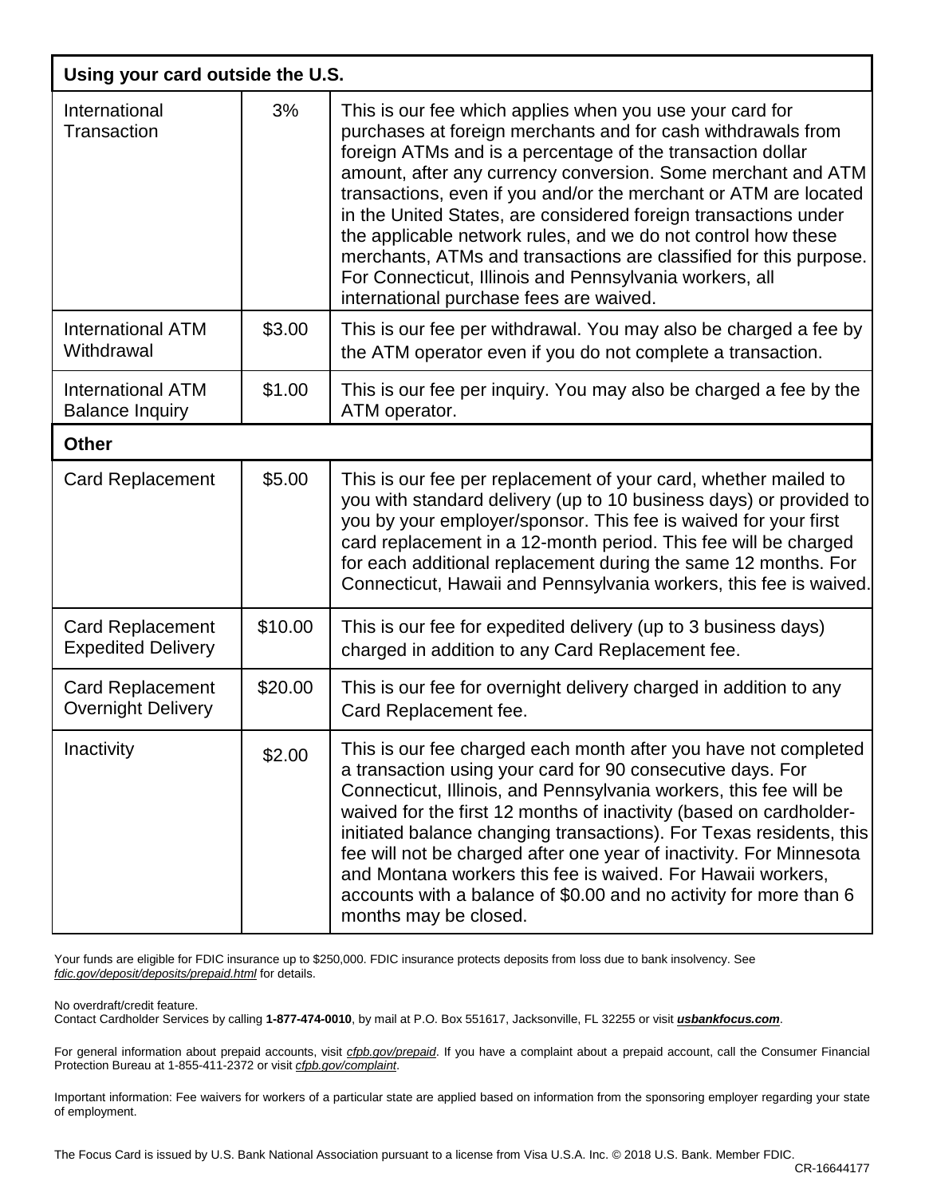| Using your card outside the U.S. | | |
|---|---|---|
| International Transaction | 3% | This is our fee which applies when you use your card for purchases at foreign merchants and for cash withdrawals from foreign ATMs and is a percentage of the transaction dollar amount, after any currency conversion. Some merchant and ATM transactions, even if you and/or the merchant or ATM are located in the United States, are considered foreign transactions under the applicable network rules, and we do not control how these merchants, ATMs and transactions are classified for this purpose. For Connecticut, Illinois and Pennsylvania workers, all international purchase fees are waived. |
| International ATM Withdrawal | $3.00 | This is our fee per withdrawal. You may also be charged a fee by the ATM operator even if you do not complete a transaction. |
| International ATM Balance Inquiry | $1.00 | This is our fee per inquiry. You may also be charged a fee by the ATM operator. |
| **Other** | | |
| Card Replacement | $5.00 | This is our fee per replacement of your card, whether mailed to you with standard delivery (up to 10 business days) or provided to you by your employer/sponsor. This fee is waived for your first card replacement in a 12-month period. This fee will be charged for each additional replacement during the same 12 months. For Connecticut, Hawaii and Pennsylvania workers, this fee is waived. |
| Card Replacement Expedited Delivery | $10.00 | This is our fee for expedited delivery (up to 3 business days) charged in addition to any Card Replacement fee. |
| Card Replacement Overnight Delivery | $20.00 | This is our fee for overnight delivery charged in addition to any Card Replacement fee. |
| Inactivity | $2.00 | This is our fee charged each month after you have not completed a transaction using your card for 90 consecutive days. For Connecticut, Illinois, and Pennsylvania workers, this fee will be waived for the first 12 months of inactivity (based on cardholder-initiated balance changing transactions). For Texas residents, this fee will not be charged after one year of inactivity. For Minnesota and Montana workers this fee is waived. For Hawaii workers, accounts with a balance of $0.00 and no activity for more than 6 months may be closed. |

Your funds are eligible for FDIC insurance up to $250,000. FDIC insurance protects deposits from loss due to bank insolvency. See *fdic.gov/deposit/deposits/prepaid.html* for details.

No overdraft/credit feature.
Contact Cardholder Services by calling **1-877-474-0010**, by mail at P.O. Box 551617, Jacksonville, FL 32255 or visit ***usbankfocus.com***.

For general information about prepaid accounts, visit *cfpb.gov/prepaid*. If you have a complaint about a prepaid account, call the Consumer Financial Protection Bureau at 1-855-411-2372 or visit *cfpb.gov/complaint*.

Important information: Fee waivers for workers of a particular state are applied based on information from the sponsoring employer regarding your state of employment.

The Focus Card is issued by U.S. Bank National Association pursuant to a license from Visa U.S.A. Inc. © 2018 U.S. Bank. Member FDIC.

CR-16644177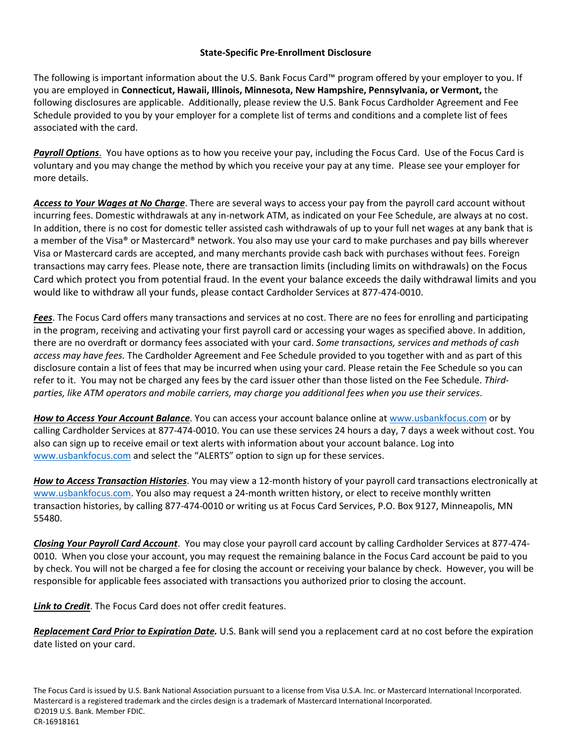**State-Specific Pre-Enrollment Disclosure**

The following is important information about the U.S. Bank Focus Card™ program offered by your employer to you. If you are employed in **Connecticut, Hawaii, Illinois, Minnesota, New Hampshire, Pennsylvania, or Vermont,** the following disclosures are applicable. Additionally, please review the U.S. Bank Focus Cardholder Agreement and Fee Schedule provided to you by your employer for a complete list of terms and conditions and a complete list of fees associated with the card.

***Payroll Options***. You have options as to how you receive your pay, including the Focus Card. Use of the Focus Card is voluntary and you may change the method by which you receive your pay at any time. Please see your employer for more details.

***Access to Your Wages at No Charge***. There are several ways to access your pay from the payroll card account without incurring fees. Domestic withdrawals at any in-network ATM, as indicated on your Fee Schedule, are always at no cost. In addition, there is no cost for domestic teller assisted cash withdrawals of up to your full net wages at any bank that is a member of the Visa® or Mastercard® network. You also may use your card to make purchases and pay bills wherever Visa or Mastercard cards are accepted, and many merchants provide cash back with purchases without fees. Foreign transactions may carry fees. Please note, there are transaction limits (including limits on withdrawals) on the Focus Card which protect you from potential fraud. In the event your balance exceeds the daily withdrawal limits and you would like to withdraw all your funds, please contact Cardholder Services at 877-474-0010.

***Fees***. The Focus Card offers many transactions and services at no cost. There are no fees for enrolling and participating in the program, receiving and activating your first payroll card or accessing your wages as specified above. In addition, there are no overdraft or dormancy fees associated with your card. *Some transactions, services and methods of cash access may have fees.* The Cardholder Agreement and Fee Schedule provided to you together with and as part of this disclosure contain a list of fees that may be incurred when using your card. Please retain the Fee Schedule so you can refer to it. You may not be charged any fees by the card issuer other than those listed on the Fee Schedule. *Third-parties, like ATM operators and mobile carriers, may charge you additional fees when you use their services*.

***How to Access Your Account Balance***. You can access your account balance online at www.usbankfocus.com or by calling Cardholder Services at 877-474-0010. You can use these services 24 hours a day, 7 days a week without cost. You also can sign up to receive email or text alerts with information about your account balance. Log into www.usbankfocus.com and select the "ALERTS" option to sign up for these services.

***How to Access Transaction Histories***. You may view a 12-month history of your payroll card transactions electronically at www.usbankfocus.com. You also may request a 24-month written history, or elect to receive monthly written transaction histories, by calling 877-474-0010 or writing us at Focus Card Services, P.O. Box 9127, Minneapolis, MN 55480.

***Closing Your Payroll Card Account***. You may close your payroll card account by calling Cardholder Services at 877-474-0010. When you close your account, you may request the remaining balance in the Focus Card account be paid to you by check. You will not be charged a fee for closing the account or receiving your balance by check. However, you will be responsible for applicable fees associated with transactions you authorized prior to closing the account.

***Link to Credit***. The Focus Card does not offer credit features.

***Replacement Card Prior to Expiration Date.*** U.S. Bank will send you a replacement card at no cost before the expiration date listed on your card.

The Focus Card is issued by U.S. Bank National Association pursuant to a license from Visa U.S.A. Inc. or Mastercard International Incorporated. Mastercard is a registered trademark and the circles design is a trademark of Mastercard International Incorporated.
©2019 U.S. Bank. Member FDIC.
CR-16918161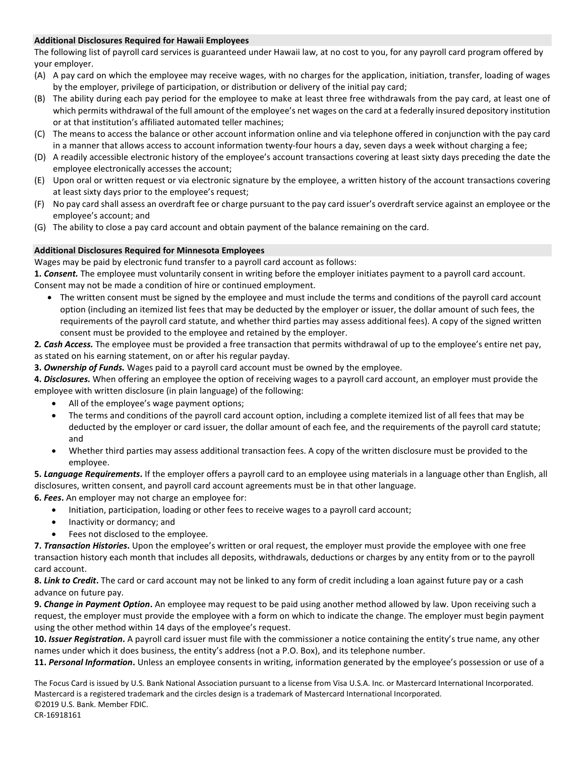### Additional Disclosures Required for Hawaii Employees

The following list of payroll card services is guaranteed under Hawaii law, at no cost to you, for any payroll card program offered by your employer.

(A) A pay card on which the employee may receive wages, with no charges for the application, initiation, transfer, loading of wages by the employer, privilege of participation, or distribution or delivery of the initial pay card;
(B) The ability during each pay period for the employee to make at least three free withdrawals from the pay card, at least one of which permits withdrawal of the full amount of the employee's net wages on the card at a federally insured depository institution or at that institution's affiliated automated teller machines;
(C) The means to access the balance or other account information online and via telephone offered in conjunction with the pay card in a manner that allows access to account information twenty-four hours a day, seven days a week without charging a fee;
(D) A readily accessible electronic history of the employee's account transactions covering at least sixty days preceding the date the employee electronically accesses the account;
(E) Upon oral or written request or via electronic signature by the employee, a written history of the account transactions covering at least sixty days prior to the employee's request;
(F) No pay card shall assess an overdraft fee or charge pursuant to the pay card issuer's overdraft service against an employee or the employee's account; and
(G) The ability to close a pay card account and obtain payment of the balance remaining on the card.

### Additional Disclosures Required for Minnesota Employees

Wages may be paid by electronic fund transfer to a payroll card account as follows:

**1.** ***Consent.*** The employee must voluntarily consent in writing before the employer initiates payment to a payroll card account. Consent may not be made a condition of hire or continued employment.

- The written consent must be signed by the employee and must include the terms and conditions of the payroll card account option (including an itemized list fees that may be deducted by the employer or issuer, the dollar amount of such fees, the requirements of the payroll card statute, and whether third parties may assess additional fees). A copy of the signed written consent must be provided to the employee and retained by the employer.

**2.** ***Cash Access.*** The employee must be provided a free transaction that permits withdrawal of up to the employee's entire net pay, as stated on his earning statement, on or after his regular payday.

**3.** ***Ownership of Funds.*** Wages paid to a payroll card account must be owned by the employee.

**4.** ***Disclosures.*** When offering an employee the option of receiving wages to a payroll card account, an employer must provide the employee with written disclosure (in plain language) of the following:

- All of the employee's wage payment options;
- The terms and conditions of the payroll card account option, including a complete itemized list of all fees that may be deducted by the employer or card issuer, the dollar amount of each fee, and the requirements of the payroll card statute; and
- Whether third parties may assess additional transaction fees. A copy of the written disclosure must be provided to the employee.

**5.** ***Language Requirements*****.** If the employer offers a payroll card to an employee using materials in a language other than English, all disclosures, written consent, and payroll card account agreements must be in that other language.

**6.** ***Fees*****.** An employer may not charge an employee for:

- Initiation, participation, loading or other fees to receive wages to a payroll card account;
- Inactivity or dormancy; and
- Fees not disclosed to the employee.

**7.** ***Transaction Histories*****.** Upon the employee's written or oral request, the employer must provide the employee with one free transaction history each month that includes all deposits, withdrawals, deductions or charges by any entity from or to the payroll card account.

**8.** ***Link to Credit*****.** The card or card account may not be linked to any form of credit including a loan against future pay or a cash advance on future pay.

**9.** ***Change in Payment Option*****.** An employee may request to be paid using another method allowed by law. Upon receiving such a request, the employer must provide the employee with a form on which to indicate the change. The employer must begin payment using the other method within 14 days of the employee's request.

**10.** ***Issuer Registration*****.** A payroll card issuer must file with the commissioner a notice containing the entity's true name, any other names under which it does business, the entity's address (not a P.O. Box), and its telephone number.

**11.** ***Personal Information*****.** Unless an employee consents in writing, information generated by the employee's possession or use of a

The Focus Card is issued by U.S. Bank National Association pursuant to a license from Visa U.S.A. Inc. or Mastercard International Incorporated. Mastercard is a registered trademark and the circles design is a trademark of Mastercard International Incorporated.
©2019 U.S. Bank. Member FDIC.
CR-16918161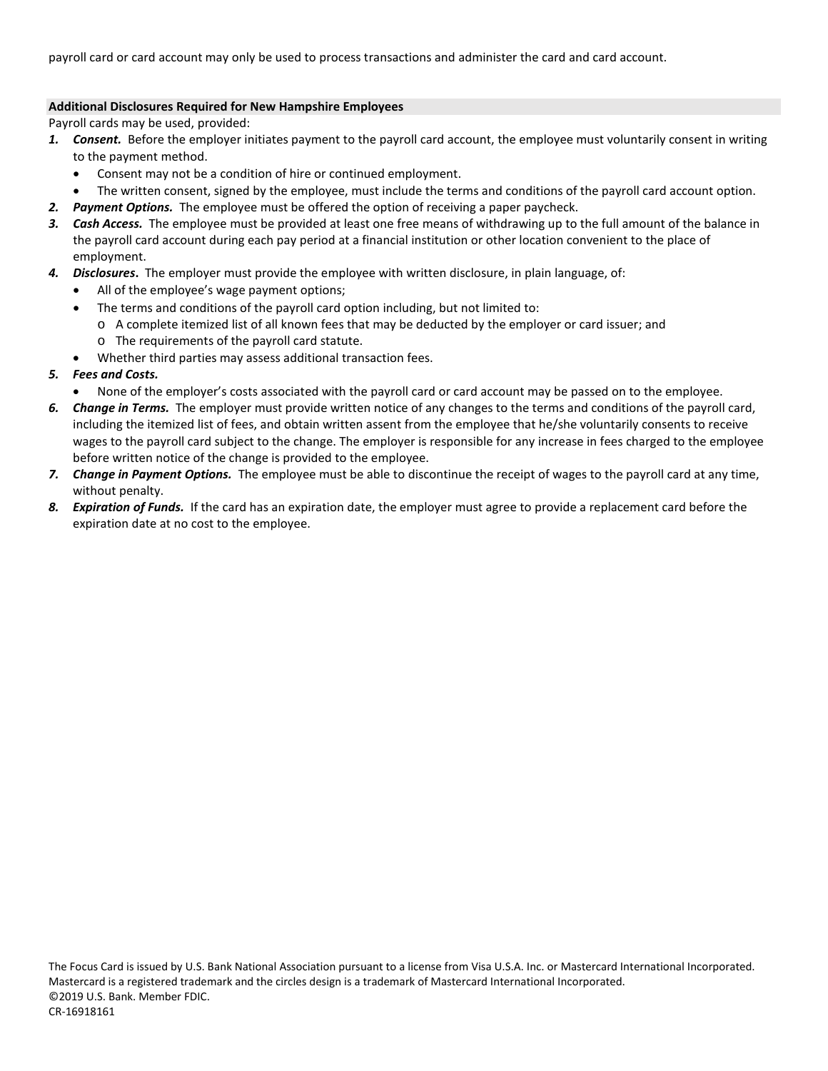payroll card or card account may only be used to process transactions and administer the card and card account.

### Additional Disclosures Required for New Hampshire Employees

Payroll cards may be used, provided:

1. ***Consent.*** Before the employer initiates payment to the payroll card account, the employee must voluntarily consent in writing to the payment method.
   - Consent may not be a condition of hire or continued employment.
   - The written consent, signed by the employee, must include the terms and conditions of the payroll card account option.
2. ***Payment Options.*** The employee must be offered the option of receiving a paper paycheck.
3. ***Cash Access.*** The employee must be provided at least one free means of withdrawing up to the full amount of the balance in the payroll card account during each pay period at a financial institution or other location convenient to the place of employment.
4. ***Disclosures*****.** The employer must provide the employee with written disclosure, in plain language, of:
   - All of the employee's wage payment options;
   - The terms and conditions of the payroll card option including, but not limited to:
     - A complete itemized list of all known fees that may be deducted by the employer or card issuer; and
     - The requirements of the payroll card statute.
   - Whether third parties may assess additional transaction fees.
5. ***Fees and Costs.***
   - None of the employer's costs associated with the payroll card or card account may be passed on to the employee.
6. ***Change in Terms.*** The employer must provide written notice of any changes to the terms and conditions of the payroll card, including the itemized list of fees, and obtain written assent from the employee that he/she voluntarily consents to receive wages to the payroll card subject to the change. The employer is responsible for any increase in fees charged to the employee before written notice of the change is provided to the employee.
7. ***Change in Payment Options.*** The employee must be able to discontinue the receipt of wages to the payroll card at any time, without penalty.
8. ***Expiration of Funds.*** If the card has an expiration date, the employer must agree to provide a replacement card before the expiration date at no cost to the employee.

The Focus Card is issued by U.S. Bank National Association pursuant to a license from Visa U.S.A. Inc. or Mastercard International Incorporated. Mastercard is a registered trademark and the circles design is a trademark of Mastercard International Incorporated.
©2019 U.S. Bank. Member FDIC.
CR-16918161